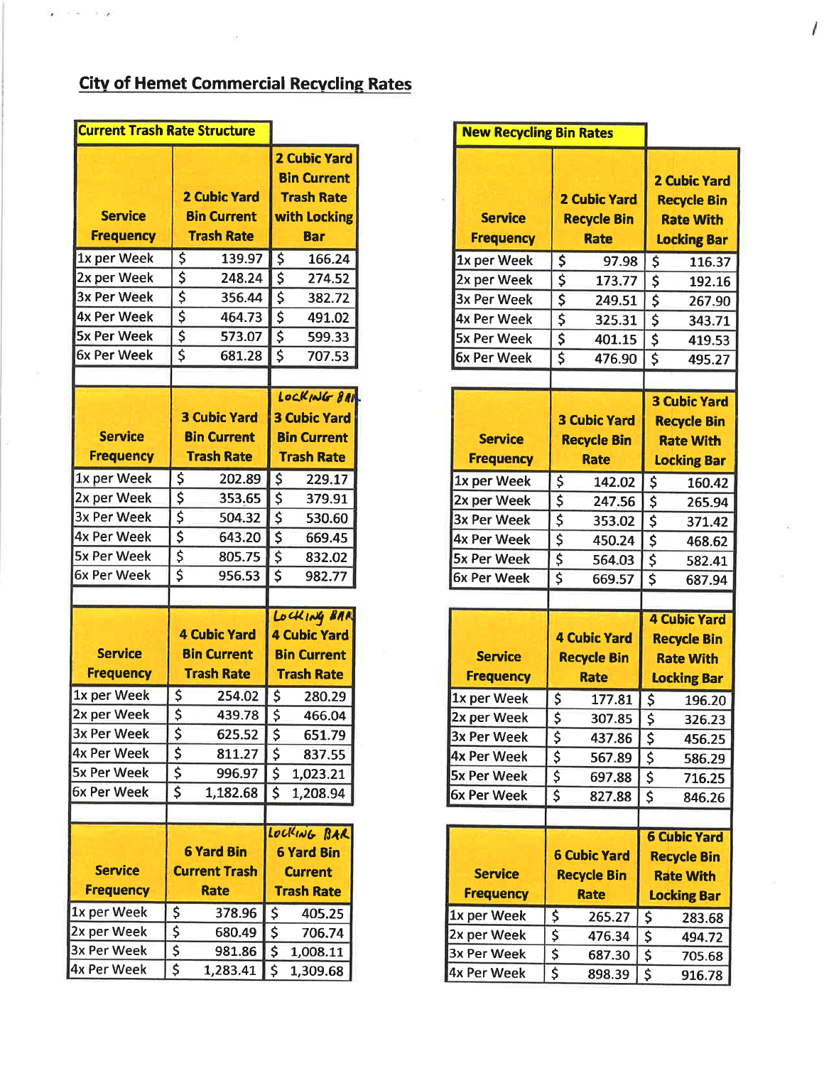## City of Hemet Commercial Recycling Rates

**Current Trash Rate Structure**

| Service Frequency | 2 Cubic Yard Bin Current Trash Rate | 2 Cubic Yard Bin Current Trash Rate with Locking Bar |
|---|---|---|
| 1x per Week | $ 139.97 | $ 166.24 |
| 2x per Week | $ 248.24 | $ 274.52 |
| 3x Per Week | $ 356.44 | $ 382.72 |
| 4x Per Week | $ 464.73 | $ 491.02 |
| 5x Per Week | $ 573.07 | $ 599.33 |
| 6x Per Week | $ 681.28 | $ 707.53 |

| Service Frequency | 3 Cubic Yard Bin Current Trash Rate | LOCKING BAR 3 Cubic Yard Bin Current Trash Rate |
|---|---|---|
| 1x per Week | $ 202.89 | $ 229.17 |
| 2x per Week | $ 353.65 | $ 379.91 |
| 3x Per Week | $ 504.32 | $ 530.60 |
| 4x Per Week | $ 643.20 | $ 669.45 |
| 5x Per Week | $ 805.75 | $ 832.02 |
| 6x Per Week | $ 956.53 | $ 982.77 |

| Service Frequency | 4 Cubic Yard Bin Current Trash Rate | LOCKING BAR 4 Cubic Yard Bin Current Trash Rate |
|---|---|---|
| 1x per Week | $ 254.02 | $ 280.29 |
| 2x per Week | $ 439.78 | $ 466.04 |
| 3x Per Week | $ 625.52 | $ 651.79 |
| 4x Per Week | $ 811.27 | $ 837.55 |
| 5x Per Week | $ 996.97 | $ 1,023.21 |
| 6x Per Week | $ 1,182.68 | $ 1,208.94 |

| Service Frequency | 6 Yard Bin Current Trash Rate | LOCKING BAR 6 Yard Bin Current Trash Rate |
|---|---|---|
| 1x per Week | $ 378.96 | $ 405.25 |
| 2x per Week | $ 680.49 | $ 706.74 |
| 3x Per Week | $ 981.86 | $ 1,008.11 |
| 4x Per Week | $ 1,283.41 | $ 1,309.68 |

**New Recycling Bin Rates**

| Service Frequency | 2 Cubic Yard Recycle Bin Rate | 2 Cubic Yard Recycle Bin Rate With Locking Bar |
|---|---|---|
| 1x per Week | $ 97.98 | $ 116.37 |
| 2x per Week | $ 173.77 | $ 192.16 |
| 3x Per Week | $ 249.51 | $ 267.90 |
| 4x Per Week | $ 325.31 | $ 343.71 |
| 5x Per Week | $ 401.15 | $ 419.53 |
| 6x Per Week | $ 476.90 | $ 495.27 |

| Service Frequency | 3 Cubic Yard Recycle Bin Rate | 3 Cubic Yard Recycle Bin Rate With Locking Bar |
|---|---|---|
| 1x per Week | $ 142.02 | $ 160.42 |
| 2x per Week | $ 247.56 | $ 265.94 |
| 3x Per Week | $ 353.02 | $ 371.42 |
| 4x Per Week | $ 450.24 | $ 468.62 |
| 5x Per Week | $ 564.03 | $ 582.41 |
| 6x Per Week | $ 669.57 | $ 687.94 |

| Service Frequency | 4 Cubic Yard Recycle Bin Rate | 4 Cubic Yard Recycle Bin Rate With Locking Bar |
|---|---|---|
| 1x per Week | $ 177.81 | $ 196.20 |
| 2x per Week | $ 307.85 | $ 326.23 |
| 3x Per Week | $ 437.86 | $ 456.25 |
| 4x Per Week | $ 567.89 | $ 586.29 |
| 5x Per Week | $ 697.88 | $ 716.25 |
| 6x Per Week | $ 827.88 | $ 846.26 |

| Service Frequency | 6 Cubic Yard Recycle Bin Rate | 6 Cubic Yard Recycle Bin Rate With Locking Bar |
|---|---|---|
| 1x per Week | $ 265.27 | $ 283.68 |
| 2x per Week | $ 476.34 | $ 494.72 |
| 3x Per Week | $ 687.30 | $ 705.68 |
| 4x Per Week | $ 898.39 | $ 916.78 |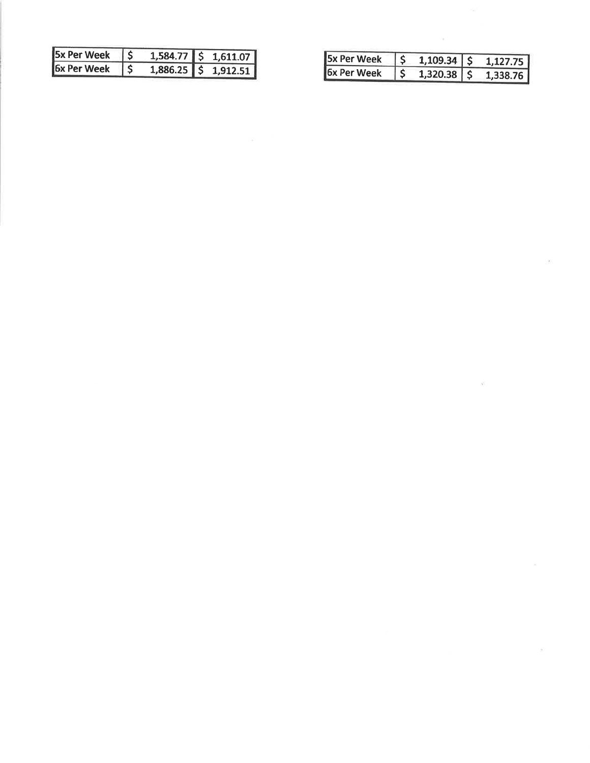| | | |
|---|---|---|
| 5x Per Week | $ 1,584.77 | $ 1,611.07 |
| 6x Per Week | $ 1,886.25 | $ 1,912.51 |

| | | |
|---|---|---|
| 5x Per Week | $ 1,109.34 | $ 1,127.75 |
| 6x Per Week | $ 1,320.38 | $ 1,338.76 |